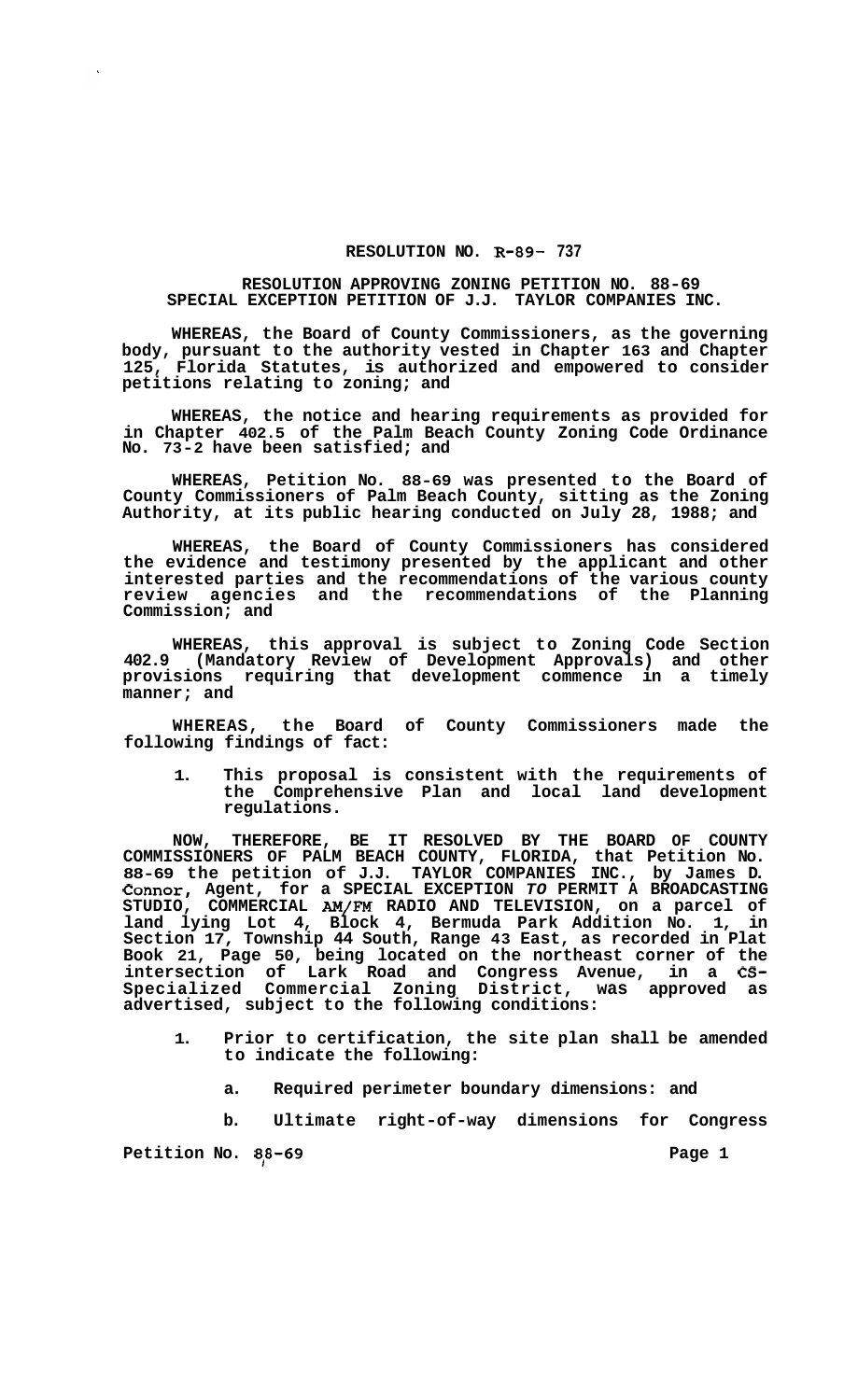# RESOLUTION NO. R-89- 737

## RESOLUTION APPROVING ZONING PETITION NO. 88-69 SPECIAL EXCEPTION PETITION OF J.J. TAYLOR COMPANIES INC.

**WHEREAS, the Board of County Commissioners, as the governing body, pursuant to the authority vested in Chapter 163 and Chapter 125, Florida Statutes, is authorized and empowered to consider petitions relating to zoning; and**

**WHEREAS, the notice and hearing requirements as provided for in Chapter 402.5 of the Palm Beach County Zoning Code Ordinance No. 73-2 have been satisfied; and**

**WHEREAS, Petition No. 88-69 was presented to the Board of County Commissioners of Palm Beach County, sitting as the Zoning Authority, at its public hearing conducted on July 28, 1988; and**

**WHEREAS, the Board of County Commissioners has considered the evidence and testimony presented by the applicant and other interested parties and the recommendations of the various county review agencies and the recommendations of the Planning Commission; and**

**WHEREAS, this approval is subject to Zoning Code Section 402.9 (Mandatory Review of Development Approvals) and other provisions requiring that development commence in a timely manner; and**

**WHEREAS, the Board of County Commissioners made the following findings of fact:**

1. **This proposal is consistent with the requirements of the Comprehensive Plan and local land development regulations.**

**NOW, THEREFORE, BE IT RESOLVED BY THE BOARD OF COUNTY COMMISSIONERS OF PALM BEACH COUNTY, FLORIDA, that Petition No. 88-69 the petition of J.J. TAYLOR COMPANIES INC., by James D. Connor, Agent, for a SPECIAL EXCEPTION TO PERMIT A BROADCASTING STUDIO, COMMERCIAL AM/FM RADIO AND TELEVISION, on a parcel of land lying Lot 4, Block 4, Bermuda Park Addition No. 1, in Section 17, Township 44 South, Range 43 East, as recorded in Plat Book 21, Page 50, being located on the northeast corner of the intersection of Lark Road and Congress Avenue, in a CS-Specialized Commercial Zoning District, was approved as advertised, subject to the following conditions:**

1. **Prior to certification, the site plan shall be amended to indicate the following:**

   a. **Required perimeter boundary dimensions: and**

   b. **Ultimate right-of-way dimensions for Congress**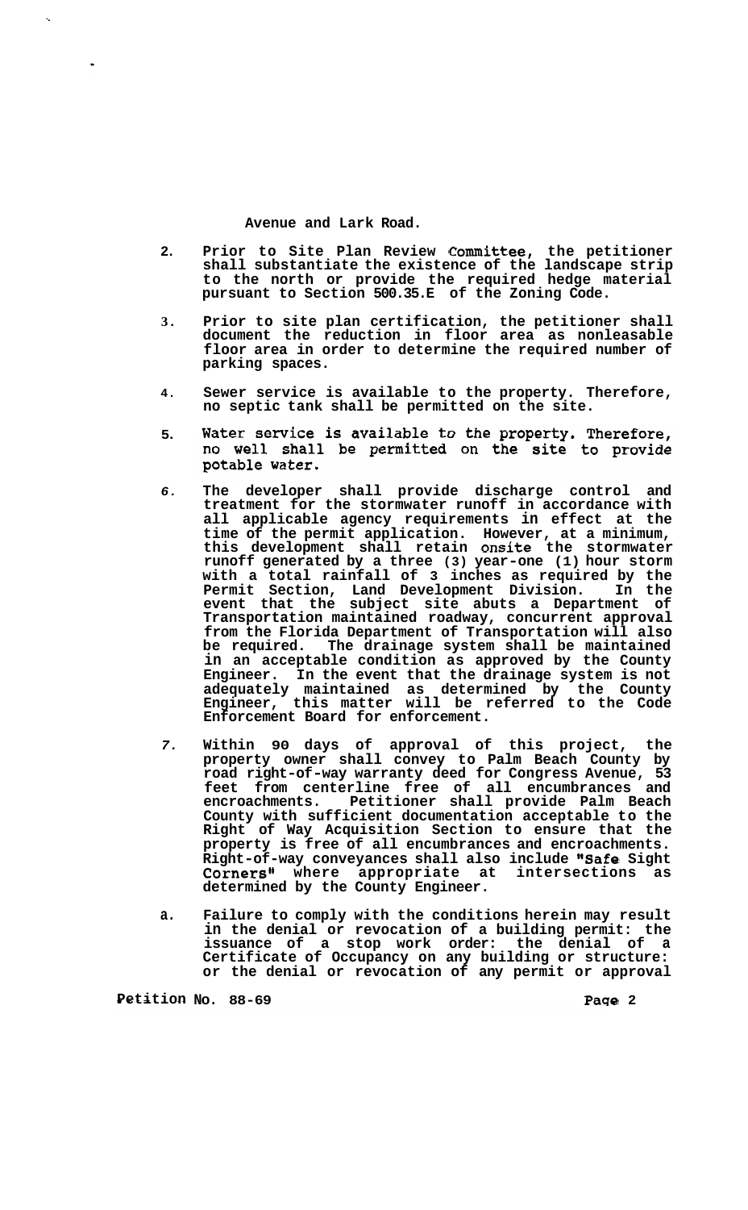Avenue and Lark Road.

2. Prior to Site Plan Review Committee, the petitioner shall substantiate the existence of the landscape strip to the north or provide the required hedge material pursuant to Section 500.35.E of the Zoning Code.

3. Prior to site plan certification, the petitioner shall document the reduction in floor area as nonleasable floor area in order to determine the required number of parking spaces.

4. Sewer service is available to the property. Therefore, no septic tank shall be permitted on the site.

5. Water service is available to the property. Therefore, no well shall be permitted on the site to provide potable water.

6. The developer shall provide discharge control and treatment for the stormwater runoff in accordance with all applicable agency requirements in effect at the time of the permit application. However, at a minimum, this development shall retain onsite the stormwater runoff generated by a three (3) year-one (1) hour storm with a total rainfall of 3 inches as required by the Permit Section, Land Development Division. In the event that the subject site abuts a Department of Transportation maintained roadway, concurrent approval from the Florida Department of Transportation will also be required. The drainage system shall be maintained in an acceptable condition as approved by the County Engineer. In the event that the drainage system is not adequately maintained as determined by the County Engineer, this matter will be referred to the Code Enforcement Board for enforcement.

7. Within 90 days of approval of this project, the property owner shall convey to Palm Beach County by road right-of-way warranty deed for Congress Avenue, 53 feet from centerline free of all encumbrances and encroachments. Petitioner shall provide Palm Beach County with sufficient documentation acceptable to the Right of Way Acquisition Section to ensure that the property is free of all encumbrances and encroachments. Right-of-way conveyances shall also include "Safe Sight Corners" where appropriate at intersections as determined by the County Engineer.

8. Failure to comply with the conditions herein may result in the denial or revocation of a building permit: the issuance of a stop work order: the denial of a Certificate of Occupancy on any building or structure: or the denial or revocation of any permit or approval

Petition No. 88-69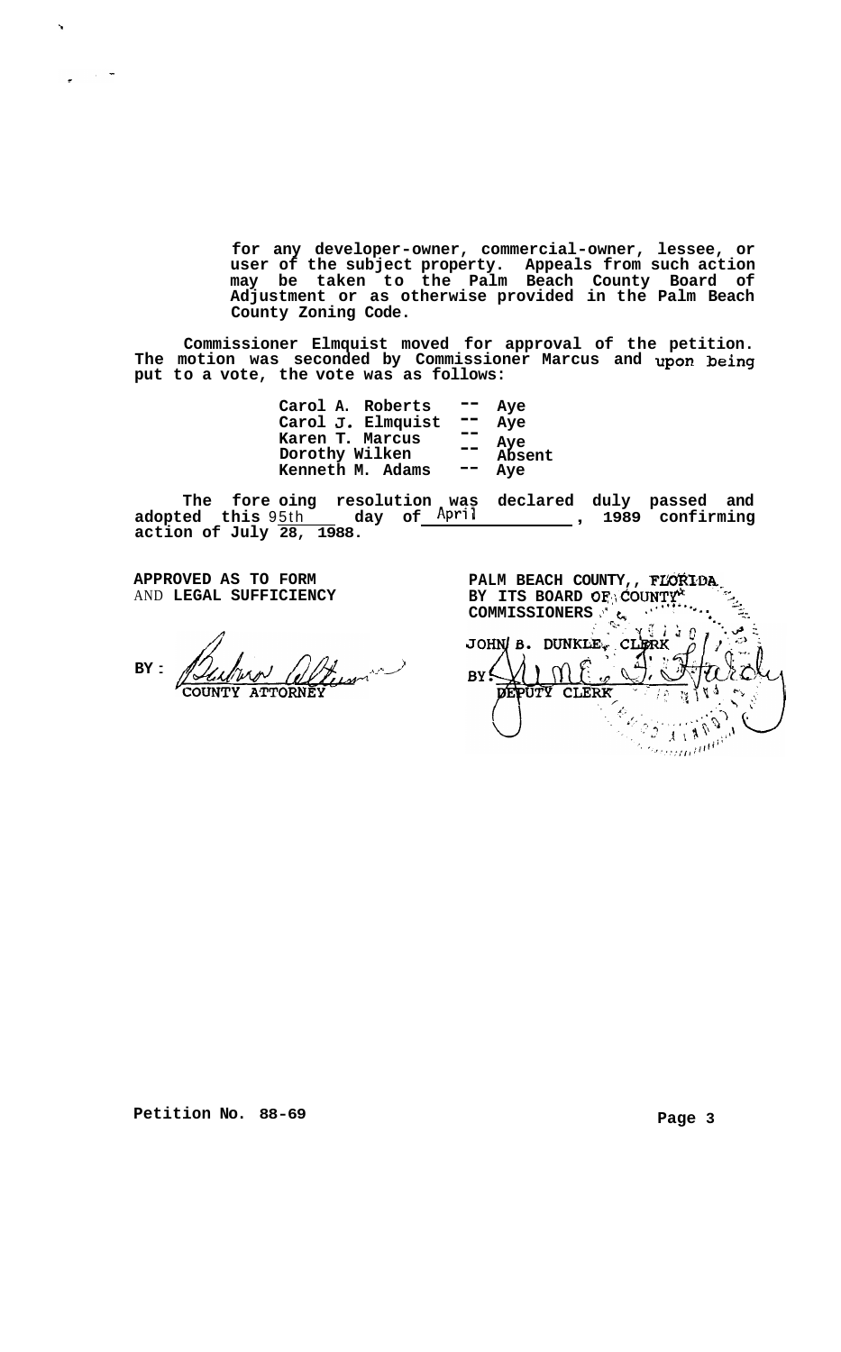for any developer-owner, commercial-owner, lessee, or user of the subject property. Appeals from such action may be taken to the Palm Beach County Board of Adjustment or as otherwise provided in the Palm Beach County Zoning Code.

Commissioner Elmquist moved for approval of the petition. The motion was seconded by Commissioner Marcus and upon being put to a vote, the vote was as follows:

| | | |
|---|---|---|
| Carol A. Roberts | -- | Aye |
| Carol J. Elmquist | -- | Aye |
| Karen T. Marcus | -- | Aye |
| Dorothy Wilken | -- | Absent |
| Kenneth M. Adams | -- | Aye |

The foregoing resolution was declared duly passed and adopted this 25th day of April, 1989 confirming action of July 28, 1988.

APPROVED AS TO FORM AND LEGAL SUFFICIENCY

BY: COUNTY ATTORNEY

PALM BEACH COUNTY, FLORIDA BY ITS BOARD OF COUNTY COMMISSIONERS

JOHN B. DUNKLE, CLERK

BY: DEPUTY CLERK

Petition No. 88-69